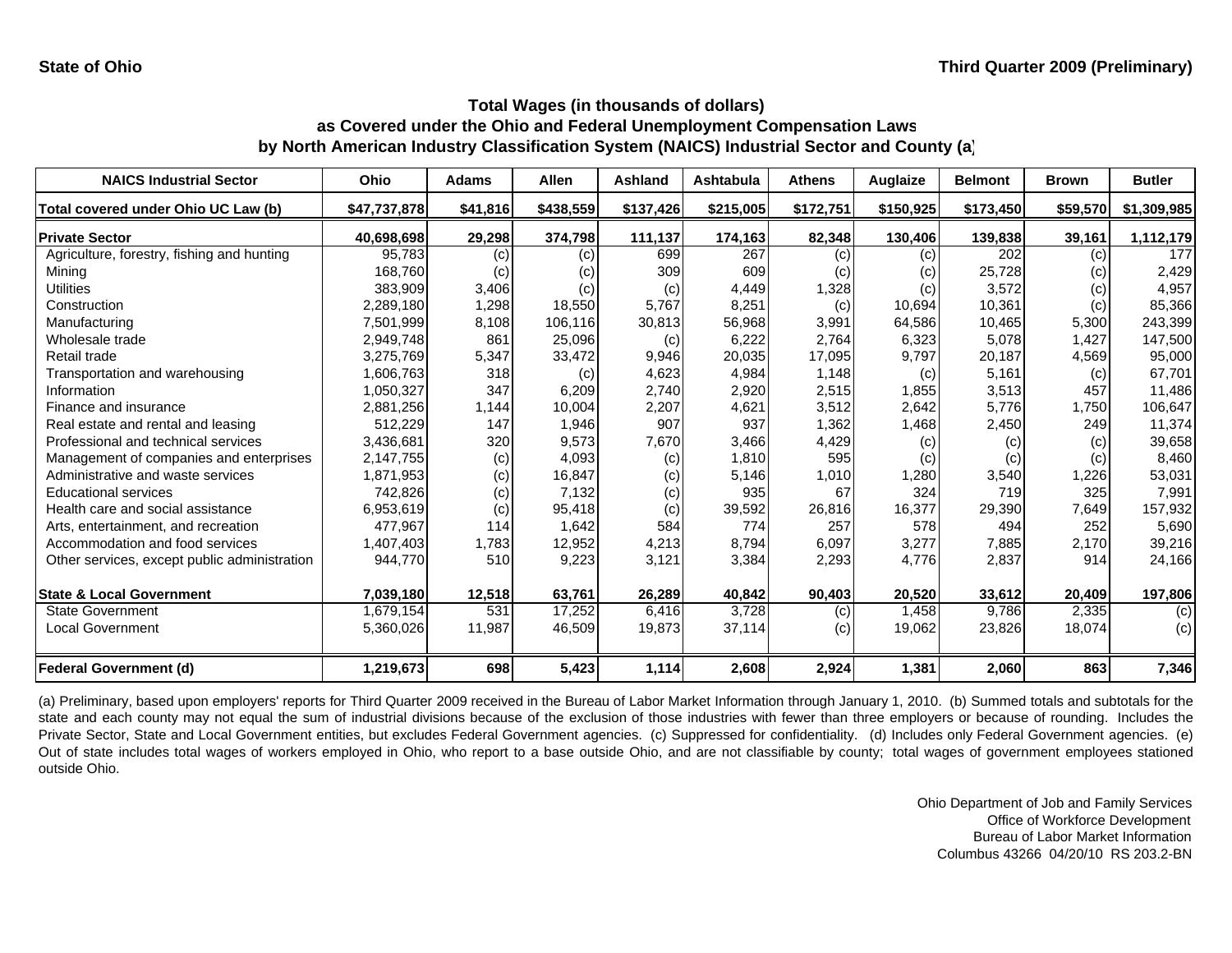State of Ohio

Third Quarter 2009 (Preliminary)

## Total Wages (in thousands of dollars) as Covered under the Ohio and Federal Unemployment Compensation Laws by North American Industry Classification System (NAICS) Industrial Sector and County (a)

| NAICS Industrial Sector | Ohio | Adams | Allen | Ashland | Ashtabula | Athens | Auglaize | Belmont | Brown | Butler |
|---|---|---|---|---|---|---|---|---|---|---|
| **Total covered under Ohio UC Law (b)** | **$47,737,878** | **$41,816** | **$438,559** | **$137,426** | **$215,005** | **$172,751** | **$150,925** | **$173,450** | **$59,570** | **$1,309,985** |
| **Private Sector** | **40,698,698** | **29,298** | **374,798** | **111,137** | **174,163** | **82,348** | **130,406** | **139,838** | **39,161** | **1,112,179** |
| Agriculture, forestry, fishing and hunting | 95,783 | (c) | (c) | 699 | 267 | (c) | (c) | 202 | (c) | 177 |
| Mining | 168,760 | (c) | (c) | 309 | 609 | (c) | (c) | 25,728 | (c) | 2,429 |
| Utilities | 383,909 | 3,406 | (c) | (c) | 4,449 | 1,328 | (c) | 3,572 | (c) | 4,957 |
| Construction | 2,289,180 | 1,298 | 18,550 | 5,767 | 8,251 | (c) | 10,694 | 10,361 | (c) | 85,366 |
| Manufacturing | 7,501,999 | 8,108 | 106,116 | 30,813 | 56,968 | 3,991 | 64,586 | 10,465 | 5,300 | 243,399 |
| Wholesale trade | 2,949,748 | 861 | 25,096 | (c) | 6,222 | 2,764 | 6,323 | 5,078 | 1,427 | 147,500 |
| Retail trade | 3,275,769 | 5,347 | 33,472 | 9,946 | 20,035 | 17,095 | 9,797 | 20,187 | 4,569 | 95,000 |
| Transportation and warehousing | 1,606,763 | 318 | (c) | 4,623 | 4,984 | 1,148 | (c) | 5,161 | (c) | 67,701 |
| Information | 1,050,327 | 347 | 6,209 | 2,740 | 2,920 | 2,515 | 1,855 | 3,513 | 457 | 11,486 |
| Finance and insurance | 2,881,256 | 1,144 | 10,004 | 2,207 | 4,621 | 3,512 | 2,642 | 5,776 | 1,750 | 106,647 |
| Real estate and rental and leasing | 512,229 | 147 | 1,946 | 907 | 937 | 1,362 | 1,468 | 2,450 | 249 | 11,374 |
| Professional and technical services | 3,436,681 | 320 | 9,573 | 7,670 | 3,466 | 4,429 | (c) | (c) | (c) | 39,658 |
| Management of companies and enterprises | 2,147,755 | (c) | 4,093 | (c) | 1,810 | 595 | (c) | (c) | (c) | 8,460 |
| Administrative and waste services | 1,871,953 | (c) | 16,847 | (c) | 5,146 | 1,010 | 1,280 | 3,540 | 1,226 | 53,031 |
| Educational services | 742,826 | (c) | 7,132 | (c) | 935 | 67 | 324 | 719 | 325 | 7,991 |
| Health care and social assistance | 6,953,619 | (c) | 95,418 | (c) | 39,592 | 26,816 | 16,377 | 29,390 | 7,649 | 157,932 |
| Arts, entertainment, and recreation | 477,967 | 114 | 1,642 | 584 | 774 | 257 | 578 | 494 | 252 | 5,690 |
| Accommodation and food services | 1,407,403 | 1,783 | 12,952 | 4,213 | 8,794 | 6,097 | 3,277 | 7,885 | 2,170 | 39,216 |
| Other services, except public administration | 944,770 | 510 | 9,223 | 3,121 | 3,384 | 2,293 | 4,776 | 2,837 | 914 | 24,166 |
| **State & Local Government** | **7,039,180** | **12,518** | **63,761** | **26,289** | **40,842** | **90,403** | **20,520** | **33,612** | **20,409** | **197,806** |
| State Government | 1,679,154 | 531 | 17,252 | 6,416 | 3,728 | (c) | 1,458 | 9,786 | 2,335 | (c) |
| Local Government | 5,360,026 | 11,987 | 46,509 | 19,873 | 37,114 | (c) | 19,062 | 23,826 | 18,074 | (c) |
| **Federal Government (d)** | **1,219,673** | **698** | **5,423** | **1,114** | **2,608** | **2,924** | **1,381** | **2,060** | **863** | **7,346** |

(a) Preliminary, based upon employers' reports for Third Quarter 2009 received in the Bureau of Labor Market Information through January 1, 2010. (b) Summed totals and subtotals for the state and each county may not equal the sum of industrial divisions because of the exclusion of those industries with fewer than three employers or because of rounding. Includes the Private Sector, State and Local Government entities, but excludes Federal Government agencies. (c) Suppressed for confidentiality. (d) Includes only Federal Government agencies. (e) Out of state includes total wages of workers employed in Ohio, who report to a base outside Ohio, and are not classifiable by county; total wages of government employees stationed outside Ohio.

Ohio Department of Job and Family Services
Office of Workforce Development
Bureau of Labor Market Information
Columbus 43266 04/20/10 RS 203.2-BN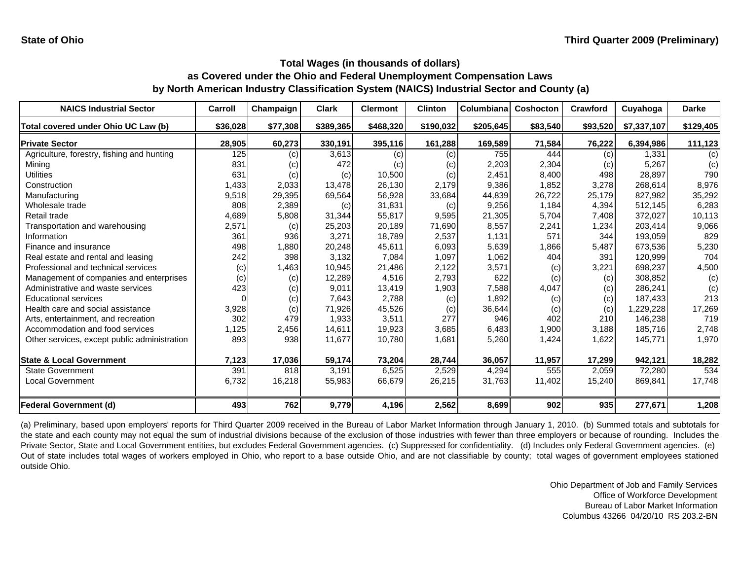State of Ohio

Third Quarter 2009 (Preliminary)

## Total Wages (in thousands of dollars)
## as Covered under the Ohio and Federal Unemployment Compensation Laws
## by North American Industry Classification System (NAICS) Industrial Sector and County (a)

| NAICS Industrial Sector | Carroll | Champaign | Clark | Clermont | Clinton | Columbiana | Coshocton | Crawford | Cuyahoga | Darke |
|---|---|---|---|---|---|---|---|---|---|---|
| Total covered under Ohio UC Law (b) | $36,028 | $77,308 | $389,365 | $468,320 | $190,032 | $205,645 | $83,540 | $93,520 | $7,337,107 | $129,405 |
| **Private Sector** | 28,905 | 60,273 | 330,191 | 395,116 | 161,288 | 169,589 | 71,584 | 76,222 | 6,394,986 | 111,123 |
| Agriculture, forestry, fishing and hunting | 125 | (c) | 3,613 | (c) | (c) | 755 | 444 | (c) | 1,331 | (c) |
| Mining | 831 | (c) | 472 | (c) | (c) | 2,203 | 2,304 | (c) | 5,267 | (c) |
| Utilities | 631 | (c) | (c) | 10,500 | (c) | 2,451 | 8,400 | 498 | 28,897 | 790 |
| Construction | 1,433 | 2,033 | 13,478 | 26,130 | 2,179 | 9,386 | 1,852 | 3,278 | 268,614 | 8,976 |
| Manufacturing | 9,518 | 29,395 | 69,564 | 56,928 | 33,684 | 44,839 | 26,722 | 25,179 | 827,982 | 35,292 |
| Wholesale trade | 808 | 2,389 | (c) | 31,831 | (c) | 9,256 | 1,184 | 4,394 | 512,145 | 6,283 |
| Retail trade | 4,689 | 5,808 | 31,344 | 55,817 | 9,595 | 21,305 | 5,704 | 7,408 | 372,027 | 10,113 |
| Transportation and warehousing | 2,571 | (c) | 25,203 | 20,189 | 71,690 | 8,557 | 2,241 | 1,234 | 203,414 | 9,066 |
| Information | 361 | 936 | 3,271 | 18,789 | 2,537 | 1,131 | 571 | 344 | 193,059 | 829 |
| Finance and insurance | 498 | 1,880 | 20,248 | 45,611 | 6,093 | 5,639 | 1,866 | 5,487 | 673,536 | 5,230 |
| Real estate and rental and leasing | 242 | 398 | 3,132 | 7,084 | 1,097 | 1,062 | 404 | 391 | 120,999 | 704 |
| Professional and technical services | (c) | 1,463 | 10,945 | 21,486 | 2,122 | 3,571 | (c) | 3,221 | 698,237 | 4,500 |
| Management of companies and enterprises | (c) | (c) | 12,289 | 4,516 | 2,793 | 622 | (c) | (c) | 308,852 | (c) |
| Administrative and waste services | 423 | (c) | 9,011 | 13,419 | 1,903 | 7,588 | 4,047 | (c) | 286,241 | (c) |
| Educational services | 0 | (c) | 7,643 | 2,788 | (c) | 1,892 | (c) | (c) | 187,433 | 213 |
| Health care and social assistance | 3,928 | (c) | 71,926 | 45,526 | (c) | 36,644 | (c) | (c) | 1,229,228 | 17,269 |
| Arts, entertainment, and recreation | 302 | 479 | 1,933 | 3,511 | 277 | 946 | 402 | 210 | 146,238 | 719 |
| Accommodation and food services | 1,125 | 2,456 | 14,611 | 19,923 | 3,685 | 6,483 | 1,900 | 3,188 | 185,716 | 2,748 |
| Other services, except public administration | 893 | 938 | 11,677 | 10,780 | 1,681 | 5,260 | 1,424 | 1,622 | 145,771 | 1,970 |
| **State & Local Government** | 7,123 | 17,036 | 59,174 | 73,204 | 28,744 | 36,057 | 11,957 | 17,299 | 942,121 | 18,282 |
| State Government | 391 | 818 | 3,191 | 6,525 | 2,529 | 4,294 | 555 | 2,059 | 72,280 | 534 |
| Local Government | 6,732 | 16,218 | 55,983 | 66,679 | 26,215 | 31,763 | 11,402 | 15,240 | 869,841 | 17,748 |
| **Federal Government (d)** | 493 | 762 | 9,779 | 4,196 | 2,562 | 8,699 | 902 | 935 | 277,671 | 1,208 |

(a) Preliminary, based upon employers' reports for Third Quarter 2009 received in the Bureau of Labor Market Information through January 1, 2010. (b) Summed totals and subtotals for the state and each county may not equal the sum of industrial divisions because of the exclusion of those industries with fewer than three employers or because of rounding. Includes the Private Sector, State and Local Government entities, but excludes Federal Government agencies. (c) Suppressed for confidentiality. (d) Includes only Federal Government agencies. (e) Out of state includes total wages of workers employed in Ohio, who report to a base outside Ohio, and are not classifiable by county; total wages of government employees stationed outside Ohio.

Ohio Department of Job and Family Services
Office of Workforce Development
Bureau of Labor Market Information
Columbus 43266 04/20/10 RS 203.2-BN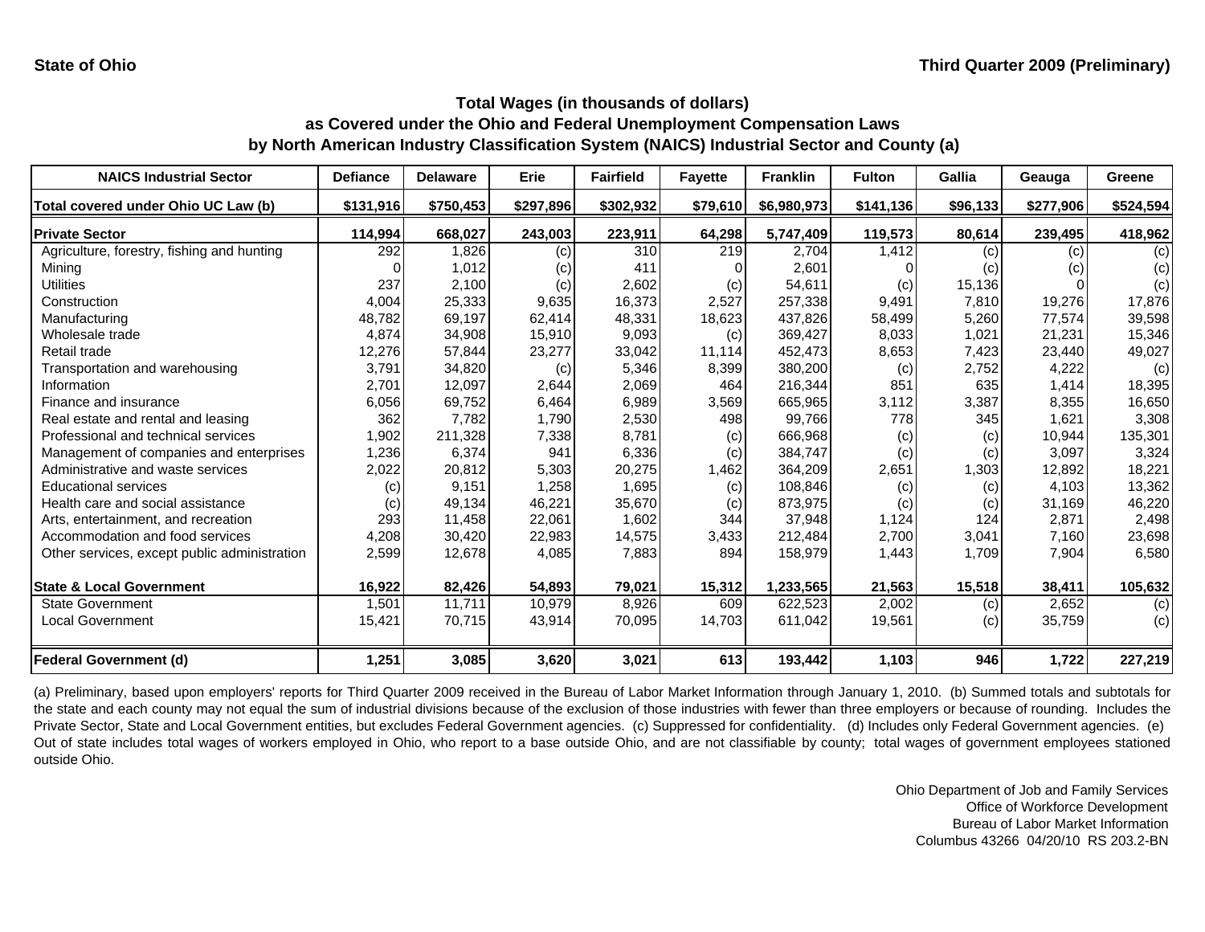State of Ohio

Third Quarter 2009 (Preliminary)

## Total Wages (in thousands of dollars) as Covered under the Ohio and Federal Unemployment Compensation Laws by North American Industry Classification System (NAICS) Industrial Sector and County (a)

| NAICS Industrial Sector | Defiance | Delaware | Erie | Fairfield | Fayette | Franklin | Fulton | Gallia | Geauga | Greene |
|---|---|---|---|---|---|---|---|---|---|---|
| Total covered under Ohio UC Law (b) | $131,916 | $750,453 | $297,896 | $302,932 | $79,610 | $6,980,973 | $141,136 | $96,133 | $277,906 | $524,594 |
| **Private Sector** | 114,994 | 668,027 | 243,003 | 223,911 | 64,298 | 5,747,409 | 119,573 | 80,614 | 239,495 | 418,962 |
| Agriculture, forestry, fishing and hunting | 292 | 1,826 | (c) | 310 | 219 | 2,704 | 1,412 | (c) | (c) | (c) |
| Mining | 0 | 1,012 | (c) | 411 | 0 | 2,601 | 0 | (c) | (c) | (c) |
| Utilities | 237 | 2,100 | (c) | 2,602 | (c) | 54,611 | (c) | 15,136 | 0 | (c) |
| Construction | 4,004 | 25,333 | 9,635 | 16,373 | 2,527 | 257,338 | 9,491 | 7,810 | 19,276 | 17,876 |
| Manufacturing | 48,782 | 69,197 | 62,414 | 48,331 | 18,623 | 437,826 | 58,499 | 5,260 | 77,574 | 39,598 |
| Wholesale trade | 4,874 | 34,908 | 15,910 | 9,093 | (c) | 369,427 | 8,033 | 1,021 | 21,231 | 15,346 |
| Retail trade | 12,276 | 57,844 | 23,277 | 33,042 | 11,114 | 452,473 | 8,653 | 7,423 | 23,440 | 49,027 |
| Transportation and warehousing | 3,791 | 34,820 | (c) | 5,346 | 8,399 | 380,200 | (c) | 2,752 | 4,222 | (c) |
| Information | 2,701 | 12,097 | 2,644 | 2,069 | 464 | 216,344 | 851 | 635 | 1,414 | 18,395 |
| Finance and insurance | 6,056 | 69,752 | 6,464 | 6,989 | 3,569 | 665,965 | 3,112 | 3,387 | 8,355 | 16,650 |
| Real estate and rental and leasing | 362 | 7,782 | 1,790 | 2,530 | 498 | 99,766 | 778 | 345 | 1,621 | 3,308 |
| Professional and technical services | 1,902 | 211,328 | 7,338 | 8,781 | (c) | 666,968 | (c) | (c) | 10,944 | 135,301 |
| Management of companies and enterprises | 1,236 | 6,374 | 941 | 6,336 | (c) | 384,747 | (c) | (c) | 3,097 | 3,324 |
| Administrative and waste services | 2,022 | 20,812 | 5,303 | 20,275 | 1,462 | 364,209 | 2,651 | 1,303 | 12,892 | 18,221 |
| Educational services | (c) | 9,151 | 1,258 | 1,695 | (c) | 108,846 | (c) | (c) | 4,103 | 13,362 |
| Health care and social assistance | (c) | 49,134 | 46,221 | 35,670 | (c) | 873,975 | (c) | (c) | 31,169 | 46,220 |
| Arts, entertainment, and recreation | 293 | 11,458 | 22,061 | 1,602 | 344 | 37,948 | 1,124 | 124 | 2,871 | 2,498 |
| Accommodation and food services | 4,208 | 30,420 | 22,983 | 14,575 | 3,433 | 212,484 | 2,700 | 3,041 | 7,160 | 23,698 |
| Other services, except public administration | 2,599 | 12,678 | 4,085 | 7,883 | 894 | 158,979 | 1,443 | 1,709 | 7,904 | 6,580 |
| **State & Local Government** | 16,922 | 82,426 | 54,893 | 79,021 | 15,312 | 1,233,565 | 21,563 | 15,518 | 38,411 | 105,632 |
| State Government | 1,501 | 11,711 | 10,979 | 8,926 | 609 | 622,523 | 2,002 | (c) | 2,652 | (c) |
| Local Government | 15,421 | 70,715 | 43,914 | 70,095 | 14,703 | 611,042 | 19,561 | (c) | 35,759 | (c) |
| **Federal Government (d)** | 1,251 | 3,085 | 3,620 | 3,021 | 613 | 193,442 | 1,103 | 946 | 1,722 | 227,219 |

(a) Preliminary, based upon employers' reports for Third Quarter 2009 received in the Bureau of Labor Market Information through January 1, 2010. (b) Summed totals and subtotals for the state and each county may not equal the sum of industrial divisions because of the exclusion of those industries with fewer than three employers or because of rounding. Includes the Private Sector, State and Local Government entities, but excludes Federal Government agencies. (c) Suppressed for confidentiality. (d) Includes only Federal Government agencies. (e) Out of state includes total wages of workers employed in Ohio, who report to a base outside Ohio, and are not classifiable by county; total wages of government employees stationed outside Ohio.

Ohio Department of Job and Family Services
Office of Workforce Development
Bureau of Labor Market Information
Columbus 43266 04/20/10 RS 203.2-BN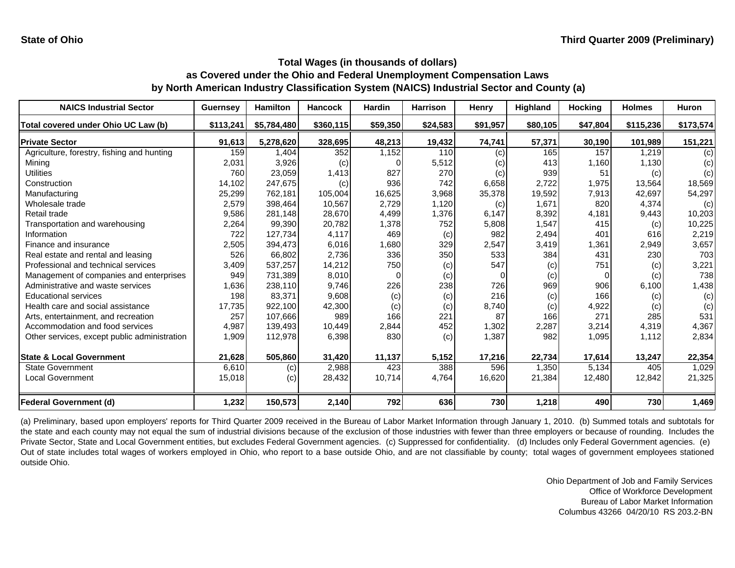**State of Ohio** | **Third Quarter 2009 (Preliminary)**

## Total Wages (in thousands of dollars) as Covered under the Ohio and Federal Unemployment Compensation Laws by North American Industry Classification System (NAICS) Industrial Sector and County (a)

| NAICS Industrial Sector | Guernsey | Hamilton | Hancock | Hardin | Harrison | Henry | Highland | Hocking | Holmes | Huron |
|---|---|---|---|---|---|---|---|---|---|---|
| **Total covered under Ohio UC Law (b)** | **$113,241** | **$5,784,480** | **$360,115** | **$59,350** | **$24,583** | **$91,957** | **$80,105** | **$47,804** | **$115,236** | **$173,574** |
| **Private Sector** | **91,613** | **5,278,620** | **328,695** | **48,213** | **19,432** | **74,741** | **57,371** | **30,190** | **101,989** | **151,221** |
| Agriculture, forestry, fishing and hunting | 159 | 1,404 | 352 | 1,152 | 110 | (c) | 165 | 157 | 1,219 | (c) |
| Mining | 2,031 | 3,926 | (c) | 0 | 5,512 | (c) | 413 | 1,160 | 1,130 | (c) |
| Utilities | 760 | 23,059 | 1,413 | 827 | 270 | (c) | 939 | 51 | (c) | (c) |
| Construction | 14,102 | 247,675 | (c) | 936 | 742 | 6,658 | 2,722 | 1,975 | 13,564 | 18,569 |
| Manufacturing | 25,299 | 762,181 | 105,004 | 16,625 | 3,968 | 35,378 | 19,592 | 7,913 | 42,697 | 54,297 |
| Wholesale trade | 2,579 | 398,464 | 10,567 | 2,729 | 1,120 | (c) | 1,671 | 820 | 4,374 | (c) |
| Retail trade | 9,586 | 281,148 | 28,670 | 4,499 | 1,376 | 6,147 | 8,392 | 4,181 | 9,443 | 10,203 |
| Transportation and warehousing | 2,264 | 99,390 | 20,782 | 1,378 | 752 | 5,808 | 1,547 | 415 | (c) | 10,225 |
| Information | 722 | 127,734 | 4,117 | 469 | (c) | 982 | 2,494 | 401 | 616 | 2,219 |
| Finance and insurance | 2,505 | 394,473 | 6,016 | 1,680 | 329 | 2,547 | 3,419 | 1,361 | 2,949 | 3,657 |
| Real estate and rental and leasing | 526 | 66,802 | 2,736 | 336 | 350 | 533 | 384 | 431 | 230 | 703 |
| Professional and technical services | 3,409 | 537,257 | 14,212 | 750 | (c) | 547 | (c) | 751 | (c) | 3,221 |
| Management of companies and enterprises | 949 | 731,389 | 8,010 | 0 | (c) | 0 | (c) | 0 | (c) | 738 |
| Administrative and waste services | 1,636 | 238,110 | 9,746 | 226 | 238 | 726 | 969 | 906 | 6,100 | 1,438 |
| Educational services | 198 | 83,371 | 9,608 | (c) | (c) | 216 | (c) | 166 | (c) | (c) |
| Health care and social assistance | 17,735 | 922,100 | 42,300 | (c) | (c) | 8,740 | (c) | 4,922 | (c) | (c) |
| Arts, entertainment, and recreation | 257 | 107,666 | 989 | 166 | 221 | 87 | 166 | 271 | 285 | 531 |
| Accommodation and food services | 4,987 | 139,493 | 10,449 | 2,844 | 452 | 1,302 | 2,287 | 3,214 | 4,319 | 4,367 |
| Other services, except public administration | 1,909 | 112,978 | 6,398 | 830 | (c) | 1,387 | 982 | 1,095 | 1,112 | 2,834 |
| **State & Local Government** | **21,628** | **505,860** | **31,420** | **11,137** | **5,152** | **17,216** | **22,734** | **17,614** | **13,247** | **22,354** |
| State Government | 6,610 | (c) | 2,988 | 423 | 388 | 596 | 1,350 | 5,134 | 405 | 1,029 |
| Local Government | 15,018 | (c) | 28,432 | 10,714 | 4,764 | 16,620 | 21,384 | 12,480 | 12,842 | 21,325 |
| **Federal Government (d)** | **1,232** | **150,573** | **2,140** | **792** | **636** | **730** | **1,218** | **490** | **730** | **1,469** |

(a) Preliminary, based upon employers' reports for Third Quarter 2009 received in the Bureau of Labor Market Information through January 1, 2010. (b) Summed totals and subtotals for the state and each county may not equal the sum of industrial divisions because of the exclusion of those industries with fewer than three employers or because of rounding. Includes the Private Sector, State and Local Government entities, but excludes Federal Government agencies. (c) Suppressed for confidentiality. (d) Includes only Federal Government agencies. (e) Out of state includes total wages of workers employed in Ohio, who report to a base outside Ohio, and are not classifiable by county; total wages of government employees stationed outside Ohio.

Ohio Department of Job and Family Services
Office of Workforce Development
Bureau of Labor Market Information
Columbus 43266 04/20/10 RS 203.2-BN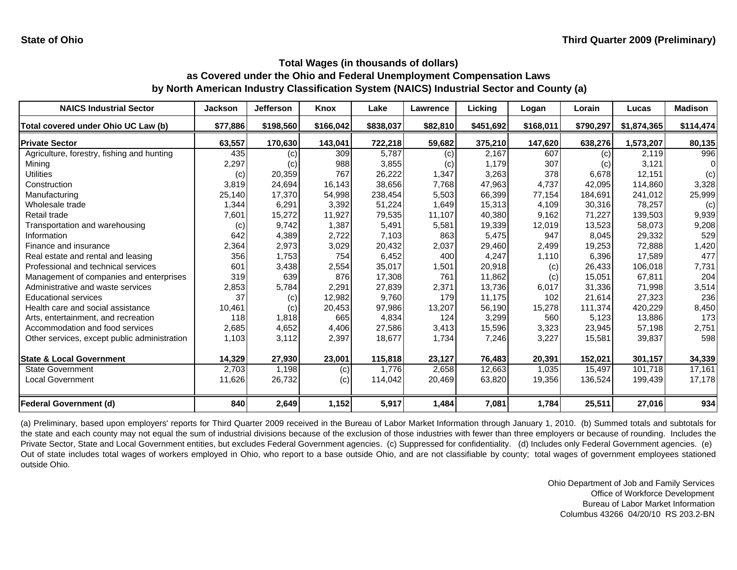**State of Ohio** | **Third Quarter 2009 (Preliminary)**

## Total Wages (in thousands of dollars)
## as Covered under the Ohio and Federal Unemployment Compensation Laws
## by North American Industry Classification System (NAICS) Industrial Sector and County (a)

| NAICS Industrial Sector | Jackson | Jefferson | Knox | Lake | Lawrence | Licking | Logan | Lorain | Lucas | Madison |
|---|---|---|---|---|---|---|---|---|---|---|
| **Total covered under Ohio UC Law (b)** | **$77,886** | **$198,560** | **$166,042** | **$838,037** | **$82,810** | **$451,692** | **$168,011** | **$790,297** | **$1,874,365** | **$114,474** |
| **Private Sector** | **63,557** | **170,630** | **143,041** | **722,218** | **59,682** | **375,210** | **147,620** | **638,276** | **1,573,207** | **80,135** |
| Agriculture, forestry, fishing and hunting | 435 | (c) | 309 | 5,787 | (c) | 2,167 | 607 | (c) | 2,119 | 996 |
| Mining | 2,297 | (c) | 988 | 3,855 | (c) | 1,179 | 307 | (c) | 3,121 | 0 |
| Utilities | (c) | 20,359 | 767 | 26,222 | 1,347 | 3,263 | 378 | 6,678 | 12,151 | (c) |
| Construction | 3,819 | 24,694 | 16,143 | 38,656 | 7,768 | 47,963 | 4,737 | 42,095 | 114,860 | 3,328 |
| Manufacturing | 25,140 | 17,370 | 54,998 | 238,454 | 5,503 | 66,399 | 77,154 | 184,691 | 241,012 | 25,999 |
| Wholesale trade | 1,344 | 6,291 | 3,392 | 51,224 | 1,649 | 15,313 | 4,109 | 30,316 | 78,257 | (c) |
| Retail trade | 7,601 | 15,272 | 11,927 | 79,535 | 11,107 | 40,380 | 9,162 | 71,227 | 139,503 | 9,939 |
| Transportation and warehousing | (c) | 9,742 | 1,387 | 5,491 | 5,581 | 19,339 | 12,019 | 13,523 | 58,073 | 9,208 |
| Information | 642 | 4,389 | 2,722 | 7,103 | 863 | 5,475 | 947 | 8,045 | 29,332 | 529 |
| Finance and insurance | 2,364 | 2,973 | 3,029 | 20,432 | 2,037 | 29,460 | 2,499 | 19,253 | 72,888 | 1,420 |
| Real estate and rental and leasing | 356 | 1,753 | 754 | 6,452 | 400 | 4,247 | 1,110 | 6,396 | 17,589 | 477 |
| Professional and technical services | 601 | 3,438 | 2,554 | 35,017 | 1,501 | 20,918 | (c) | 26,433 | 106,018 | 7,731 |
| Management of companies and enterprises | 319 | 639 | 876 | 17,308 | 761 | 11,862 | (c) | 15,051 | 67,811 | 204 |
| Administrative and waste services | 2,853 | 5,784 | 2,291 | 27,839 | 2,371 | 13,736 | 6,017 | 31,336 | 71,998 | 3,514 |
| Educational services | 37 | (c) | 12,982 | 9,760 | 179 | 11,175 | 102 | 21,614 | 27,323 | 236 |
| Health care and social assistance | 10,461 | (c) | 20,453 | 97,986 | 13,207 | 56,190 | 15,278 | 111,374 | 420,229 | 8,450 |
| Arts, entertainment, and recreation | 118 | 1,818 | 665 | 4,834 | 124 | 3,299 | 560 | 5,123 | 13,886 | 173 |
| Accommodation and food services | 2,685 | 4,652 | 4,406 | 27,586 | 3,413 | 15,596 | 3,323 | 23,945 | 57,198 | 2,751 |
| Other services, except public administration | 1,103 | 3,112 | 2,397 | 18,677 | 1,734 | 7,246 | 3,227 | 15,581 | 39,837 | 598 |
| **State & Local Government** | **14,329** | **27,930** | **23,001** | **115,818** | **23,127** | **76,483** | **20,391** | **152,021** | **301,157** | **34,339** |
| State Government | 2,703 | 1,198 | (c) | 1,776 | 2,658 | 12,663 | 1,035 | 15,497 | 101,718 | 17,161 |
| Local Government | 11,626 | 26,732 | (c) | 114,042 | 20,469 | 63,820 | 19,356 | 136,524 | 199,439 | 17,178 |
| **Federal Government (d)** | **840** | **2,649** | **1,152** | **5,917** | **1,484** | **7,081** | **1,784** | **25,511** | **27,016** | **934** |

(a) Preliminary, based upon employers' reports for Third Quarter 2009 received in the Bureau of Labor Market Information through January 1, 2010. (b) Summed totals and subtotals for the state and each county may not equal the sum of industrial divisions because of the exclusion of those industries with fewer than three employers or because of rounding. Includes the Private Sector, State and Local Government entities, but excludes Federal Government agencies. (c) Suppressed for confidentiality. (d) Includes only Federal Government agencies. (e) Out of state includes total wages of workers employed in Ohio, who report to a base outside Ohio, and are not classifiable by county; total wages of government employees stationed outside Ohio.

Ohio Department of Job and Family Services
Office of Workforce Development
Bureau of Labor Market Information
Columbus 43266 04/20/10 RS 203.2-BN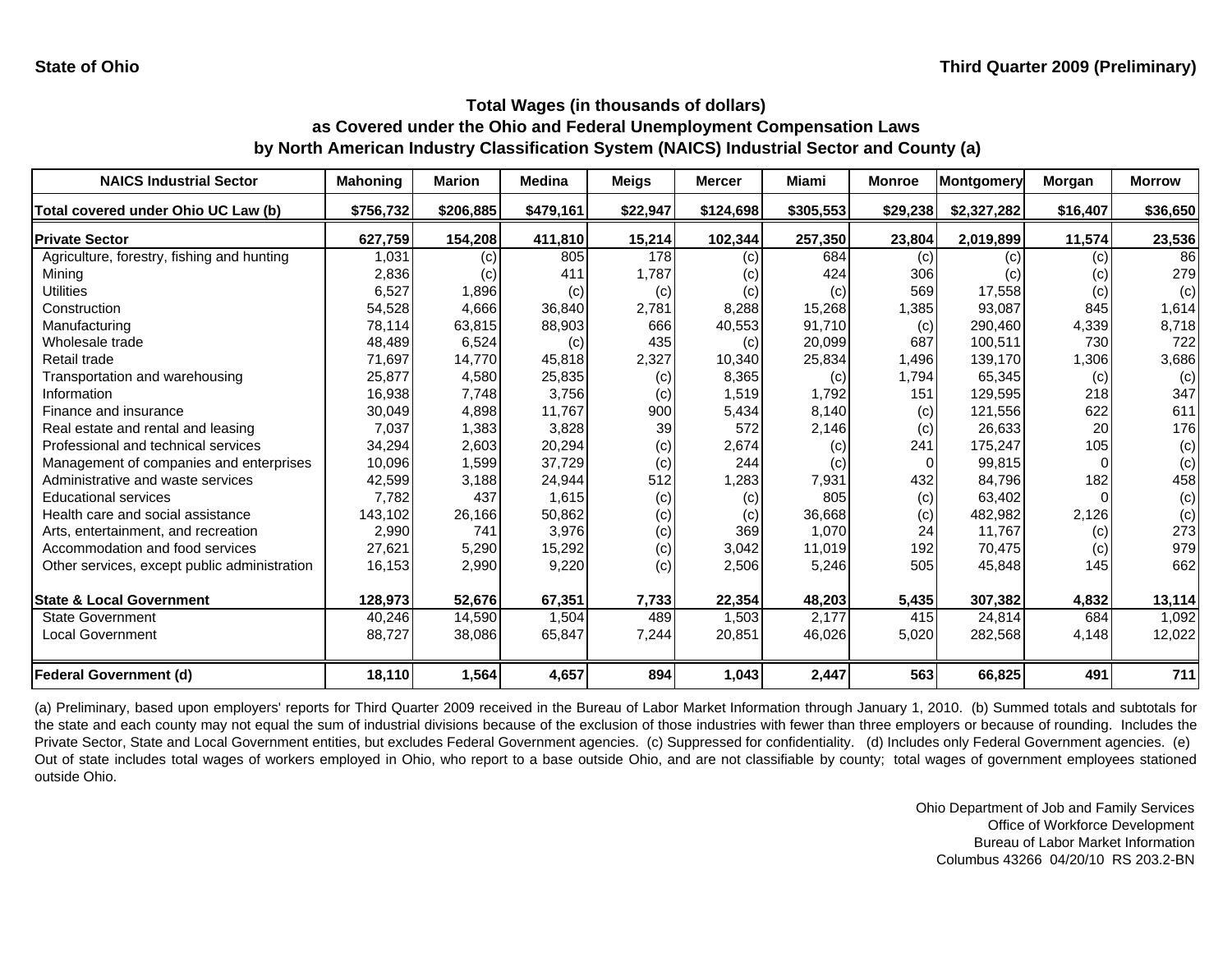State of Ohio — Third Quarter 2009 (Preliminary)

### Total Wages (in thousands of dollars)
### as Covered under the Ohio and Federal Unemployment Compensation Laws
### by North American Industry Classification System (NAICS) Industrial Sector and County (a)

| NAICS Industrial Sector | Mahoning | Marion | Medina | Meigs | Mercer | Miami | Monroe | Montgomery | Morgan | Morrow |
|---|---|---|---|---|---|---|---|---|---|---|
| Total covered under Ohio UC Law (b) | $756,732 | $206,885 | $479,161 | $22,947 | $124,698 | $305,553 | $29,238 | $2,327,282 | $16,407 | $36,650 |
| **Private Sector** | 627,759 | 154,208 | 411,810 | 15,214 | 102,344 | 257,350 | 23,804 | 2,019,899 | 11,574 | 23,536 |
| Agriculture, forestry, fishing and hunting | 1,031 | (c) | 805 | 178 | (c) | 684 | (c) | (c) | (c) | 86 |
| Mining | 2,836 | (c) | 411 | 1,787 | (c) | 424 | 306 | (c) | (c) | 279 |
| Utilities | 6,527 | 1,896 | (c) | (c) | (c) | (c) | 569 | 17,558 | (c) | (c) |
| Construction | 54,528 | 4,666 | 36,840 | 2,781 | 8,288 | 15,268 | 1,385 | 93,087 | 845 | 1,614 |
| Manufacturing | 78,114 | 63,815 | 88,903 | 666 | 40,553 | 91,710 | (c) | 290,460 | 4,339 | 8,718 |
| Wholesale trade | 48,489 | 6,524 | (c) | 435 | (c) | 20,099 | 687 | 100,511 | 730 | 722 |
| Retail trade | 71,697 | 14,770 | 45,818 | 2,327 | 10,340 | 25,834 | 1,496 | 139,170 | 1,306 | 3,686 |
| Transportation and warehousing | 25,877 | 4,580 | 25,835 | (c) | 8,365 | (c) | 1,794 | 65,345 | (c) | (c) |
| Information | 16,938 | 7,748 | 3,756 | (c) | 1,519 | 1,792 | 151 | 129,595 | 218 | 347 |
| Finance and insurance | 30,049 | 4,898 | 11,767 | 900 | 5,434 | 8,140 | (c) | 121,556 | 622 | 611 |
| Real estate and rental and leasing | 7,037 | 1,383 | 3,828 | 39 | 572 | 2,146 | (c) | 26,633 | 20 | 176 |
| Professional and technical services | 34,294 | 2,603 | 20,294 | (c) | 2,674 | (c) | 241 | 175,247 | 105 | (c) |
| Management of companies and enterprises | 10,096 | 1,599 | 37,729 | (c) | 244 | (c) | 0 | 99,815 | 0 | (c) |
| Administrative and waste services | 42,599 | 3,188 | 24,944 | 512 | 1,283 | 7,931 | 432 | 84,796 | 182 | 458 |
| Educational services | 7,782 | 437 | 1,615 | (c) | (c) | 805 | (c) | 63,402 | 0 | (c) |
| Health care and social assistance | 143,102 | 26,166 | 50,862 | (c) | (c) | 36,668 | (c) | 482,982 | 2,126 | (c) |
| Arts, entertainment, and recreation | 2,990 | 741 | 3,976 | (c) | 369 | 1,070 | 24 | 11,767 | (c) | 273 |
| Accommodation and food services | 27,621 | 5,290 | 15,292 | (c) | 3,042 | 11,019 | 192 | 70,475 | (c) | 979 |
| Other services, except public administration | 16,153 | 2,990 | 9,220 | (c) | 2,506 | 5,246 | 505 | 45,848 | 145 | 662 |
| **State & Local Government** | 128,973 | 52,676 | 67,351 | 7,733 | 22,354 | 48,203 | 5,435 | 307,382 | 4,832 | 13,114 |
| State Government | 40,246 | 14,590 | 1,504 | 489 | 1,503 | 2,177 | 415 | 24,814 | 684 | 1,092 |
| Local Government | 88,727 | 38,086 | 65,847 | 7,244 | 20,851 | 46,026 | 5,020 | 282,568 | 4,148 | 12,022 |
| **Federal Government (d)** | 18,110 | 1,564 | 4,657 | 894 | 1,043 | 2,447 | 563 | 66,825 | 491 | 711 |

(a) Preliminary, based upon employers' reports for Third Quarter 2009 received in the Bureau of Labor Market Information through January 1, 2010. (b) Summed totals and subtotals for the state and each county may not equal the sum of industrial divisions because of the exclusion of those industries with fewer than three employers or because of rounding. Includes the Private Sector, State and Local Government entities, but excludes Federal Government agencies. (c) Suppressed for confidentiality. (d) Includes only Federal Government agencies. (e) Out of state includes total wages of workers employed in Ohio, who report to a base outside Ohio, and are not classifiable by county; total wages of government employees stationed outside Ohio.

Ohio Department of Job and Family Services
Office of Workforce Development
Bureau of Labor Market Information
Columbus 43266 04/20/10 RS 203.2-BN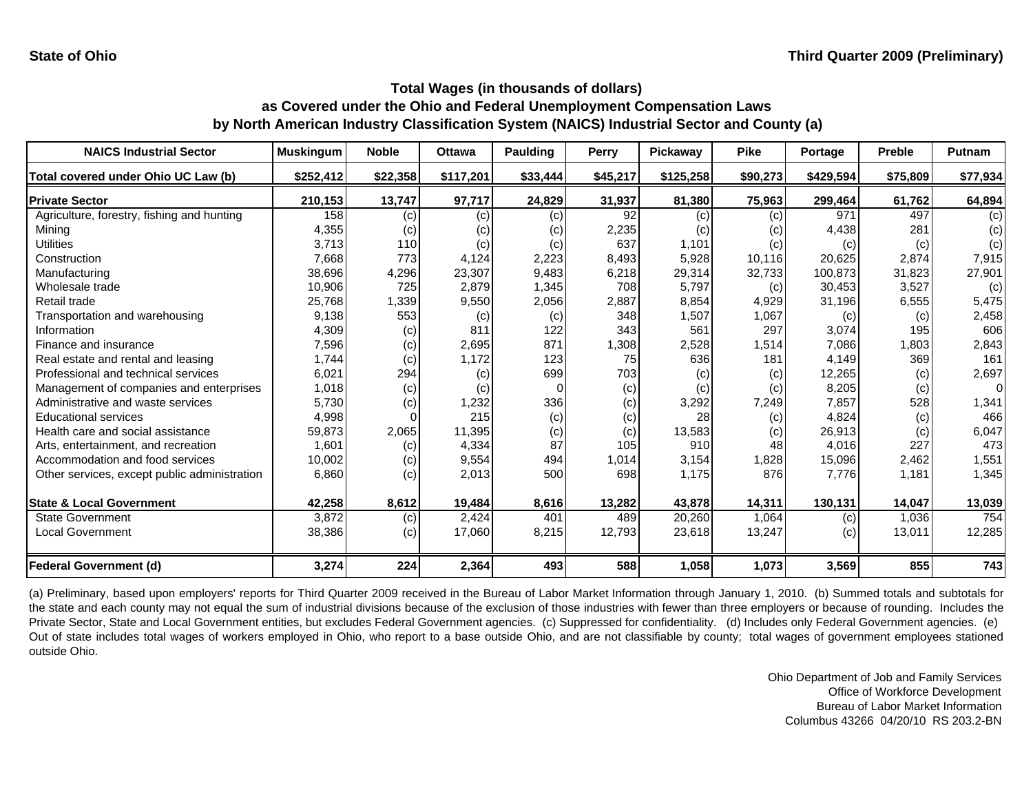State of Ohio

Third Quarter 2009 (Preliminary)

## Total Wages (in thousands of dollars)
## as Covered under the Ohio and Federal Unemployment Compensation Laws
## by North American Industry Classification System (NAICS) Industrial Sector and County (a)

| NAICS Industrial Sector | Muskingum | Noble | Ottawa | Paulding | Perry | Pickaway | Pike | Portage | Preble | Putnam |
|---|---|---|---|---|---|---|---|---|---|---|
| **Total covered under Ohio UC Law (b)** | **$252,412** | **$22,358** | **$117,201** | **$33,444** | **$45,217** | **$125,258** | **$90,273** | **$429,594** | **$75,809** | **$77,934** |
| **Private Sector** | **210,153** | **13,747** | **97,717** | **24,829** | **31,937** | **81,380** | **75,963** | **299,464** | **61,762** | **64,894** |
| Agriculture, forestry, fishing and hunting | 158 | (c) | (c) | (c) | 92 | (c) | (c) | 971 | 497 | (c) |
| Mining | 4,355 | (c) | (c) | (c) | 2,235 | (c) | (c) | 4,438 | 281 | (c) |
| Utilities | 3,713 | 110 | (c) | (c) | 637 | 1,101 | (c) | (c) | (c) | (c) |
| Construction | 7,668 | 773 | 4,124 | 2,223 | 8,493 | 5,928 | 10,116 | 20,625 | 2,874 | 7,915 |
| Manufacturing | 38,696 | 4,296 | 23,307 | 9,483 | 6,218 | 29,314 | 32,733 | 100,873 | 31,823 | 27,901 |
| Wholesale trade | 10,906 | 725 | 2,879 | 1,345 | 708 | 5,797 | (c) | 30,453 | 3,527 | (c) |
| Retail trade | 25,768 | 1,339 | 9,550 | 2,056 | 2,887 | 8,854 | 4,929 | 31,196 | 6,555 | 5,475 |
| Transportation and warehousing | 9,138 | 553 | (c) | (c) | 348 | 1,507 | 1,067 | (c) | (c) | 2,458 |
| Information | 4,309 | (c) | 811 | 122 | 343 | 561 | 297 | 3,074 | 195 | 606 |
| Finance and insurance | 7,596 | (c) | 2,695 | 871 | 1,308 | 2,528 | 1,514 | 7,086 | 1,803 | 2,843 |
| Real estate and rental and leasing | 1,744 | (c) | 1,172 | 123 | 75 | 636 | 181 | 4,149 | 369 | 161 |
| Professional and technical services | 6,021 | 294 | (c) | 699 | 703 | (c) | (c) | 12,265 | (c) | 2,697 |
| Management of companies and enterprises | 1,018 | (c) | (c) | 0 | (c) | (c) | (c) | 8,205 | (c) | 0 |
| Administrative and waste services | 5,730 | (c) | 1,232 | 336 | (c) | 3,292 | 7,249 | 7,857 | 528 | 1,341 |
| Educational services | 4,998 | 0 | 215 | (c) | (c) | 28 | (c) | 4,824 | (c) | 466 |
| Health care and social assistance | 59,873 | 2,065 | 11,395 | (c) | (c) | 13,583 | (c) | 26,913 | (c) | 6,047 |
| Arts, entertainment, and recreation | 1,601 | (c) | 4,334 | 87 | 105 | 910 | 48 | 4,016 | 227 | 473 |
| Accommodation and food services | 10,002 | (c) | 9,554 | 494 | 1,014 | 3,154 | 1,828 | 15,096 | 2,462 | 1,551 |
| Other services, except public administration | 6,860 | (c) | 2,013 | 500 | 698 | 1,175 | 876 | 7,776 | 1,181 | 1,345 |
| **State & Local Government** | **42,258** | **8,612** | **19,484** | **8,616** | **13,282** | **43,878** | **14,311** | **130,131** | **14,047** | **13,039** |
| State Government | 3,872 | (c) | 2,424 | 401 | 489 | 20,260 | 1,064 | (c) | 1,036 | 754 |
| Local Government | 38,386 | (c) | 17,060 | 8,215 | 12,793 | 23,618 | 13,247 | (c) | 13,011 | 12,285 |
| **Federal Government (d)** | **3,274** | **224** | **2,364** | **493** | **588** | **1,058** | **1,073** | **3,569** | **855** | **743** |

(a) Preliminary, based upon employers' reports for Third Quarter 2009 received in the Bureau of Labor Market Information through January 1, 2010. (b) Summed totals and subtotals for the state and each county may not equal the sum of industrial divisions because of the exclusion of those industries with fewer than three employers or because of rounding. Includes the Private Sector, State and Local Government entities, but excludes Federal Government agencies. (c) Suppressed for confidentiality. (d) Includes only Federal Government agencies. (e) Out of state includes total wages of workers employed in Ohio, who report to a base outside Ohio, and are not classifiable by county; total wages of government employees stationed outside Ohio.

Ohio Department of Job and Family Services
Office of Workforce Development
Bureau of Labor Market Information
Columbus 43266 04/20/10 RS 203.2-BN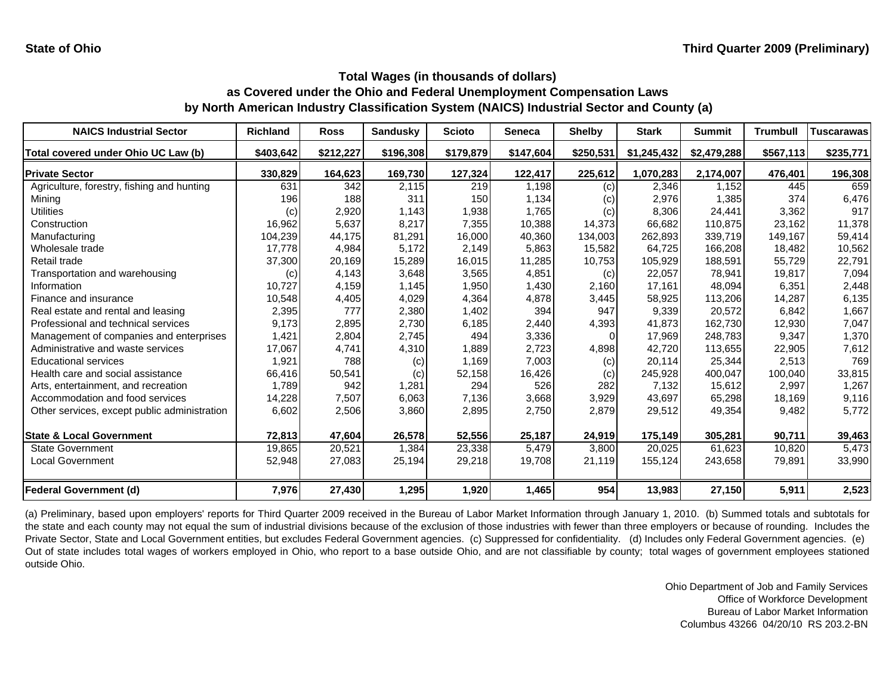State of Ohio

Third Quarter 2009 (Preliminary)

## Total Wages (in thousands of dollars)
## as Covered under the Ohio and Federal Unemployment Compensation Laws
## by North American Industry Classification System (NAICS) Industrial Sector and County (a)

| NAICS Industrial Sector | Richland | Ross | Sandusky | Scioto | Seneca | Shelby | Stark | Summit | Trumbull | Tuscarawas |
|---|---|---|---|---|---|---|---|---|---|---|
| **Total covered under Ohio UC Law (b)** | **$403,642** | **$212,227** | **$196,308** | **$179,879** | **$147,604** | **$250,531** | **$1,245,432** | **$2,479,288** | **$567,113** | **$235,771** |
| **Private Sector** | **330,829** | **164,623** | **169,730** | **127,324** | **122,417** | **225,612** | **1,070,283** | **2,174,007** | **476,401** | **196,308** |
| Agriculture, forestry, fishing and hunting | 631 | 342 | 2,115 | 219 | 1,198 | (c) | 2,346 | 1,152 | 445 | 659 |
| Mining | 196 | 188 | 311 | 150 | 1,134 | (c) | 2,976 | 1,385 | 374 | 6,476 |
| Utilities | (c) | 2,920 | 1,143 | 1,938 | 1,765 | (c) | 8,306 | 24,441 | 3,362 | 917 |
| Construction | 16,962 | 5,637 | 8,217 | 7,355 | 10,388 | 14,373 | 66,682 | 110,875 | 23,162 | 11,378 |
| Manufacturing | 104,239 | 44,175 | 81,291 | 16,000 | 40,360 | 134,003 | 262,893 | 339,719 | 149,167 | 59,414 |
| Wholesale trade | 17,778 | 4,984 | 5,172 | 2,149 | 5,863 | 15,582 | 64,725 | 166,208 | 18,482 | 10,562 |
| Retail trade | 37,300 | 20,169 | 15,289 | 16,015 | 11,285 | 10,753 | 105,929 | 188,591 | 55,729 | 22,791 |
| Transportation and warehousing | (c) | 4,143 | 3,648 | 3,565 | 4,851 | (c) | 22,057 | 78,941 | 19,817 | 7,094 |
| Information | 10,727 | 4,159 | 1,145 | 1,950 | 1,430 | 2,160 | 17,161 | 48,094 | 6,351 | 2,448 |
| Finance and insurance | 10,548 | 4,405 | 4,029 | 4,364 | 4,878 | 3,445 | 58,925 | 113,206 | 14,287 | 6,135 |
| Real estate and rental and leasing | 2,395 | 777 | 2,380 | 1,402 | 394 | 947 | 9,339 | 20,572 | 6,842 | 1,667 |
| Professional and technical services | 9,173 | 2,895 | 2,730 | 6,185 | 2,440 | 4,393 | 41,873 | 162,730 | 12,930 | 7,047 |
| Management of companies and enterprises | 1,421 | 2,804 | 2,745 | 494 | 3,336 | 0 | 17,969 | 248,783 | 9,347 | 1,370 |
| Administrative and waste services | 17,067 | 4,741 | 4,310 | 1,889 | 2,723 | 4,898 | 42,720 | 113,655 | 22,905 | 7,612 |
| Educational services | 1,921 | 788 | (c) | 1,169 | 7,003 | (c) | 20,114 | 25,344 | 2,513 | 769 |
| Health care and social assistance | 66,416 | 50,541 | (c) | 52,158 | 16,426 | (c) | 245,928 | 400,047 | 100,040 | 33,815 |
| Arts, entertainment, and recreation | 1,789 | 942 | 1,281 | 294 | 526 | 282 | 7,132 | 15,612 | 2,997 | 1,267 |
| Accommodation and food services | 14,228 | 7,507 | 6,063 | 7,136 | 3,668 | 3,929 | 43,697 | 65,298 | 18,169 | 9,116 |
| Other services, except public administration | 6,602 | 2,506 | 3,860 | 2,895 | 2,750 | 2,879 | 29,512 | 49,354 | 9,482 | 5,772 |
| **State & Local Government** | **72,813** | **47,604** | **26,578** | **52,556** | **25,187** | **24,919** | **175,149** | **305,281** | **90,711** | **39,463** |
| State Government | 19,865 | 20,521 | 1,384 | 23,338 | 5,479 | 3,800 | 20,025 | 61,623 | 10,820 | 5,473 |
| Local Government | 52,948 | 27,083 | 25,194 | 29,218 | 19,708 | 21,119 | 155,124 | 243,658 | 79,891 | 33,990 |
| **Federal Government (d)** | **7,976** | **27,430** | **1,295** | **1,920** | **1,465** | **954** | **13,983** | **27,150** | **5,911** | **2,523** |

(a) Preliminary, based upon employers' reports for Third Quarter 2009 received in the Bureau of Labor Market Information through January 1, 2010. (b) Summed totals and subtotals for the state and each county may not equal the sum of industrial divisions because of the exclusion of those industries with fewer than three employers or because of rounding. Includes the Private Sector, State and Local Government entities, but excludes Federal Government agencies. (c) Suppressed for confidentiality. (d) Includes only Federal Government agencies. (e) Out of state includes total wages of workers employed in Ohio, who report to a base outside Ohio, and are not classifiable by county; total wages of government employees stationed outside Ohio.

Ohio Department of Job and Family Services
Office of Workforce Development
Bureau of Labor Market Information
Columbus 43266 04/20/10 RS 203.2-BN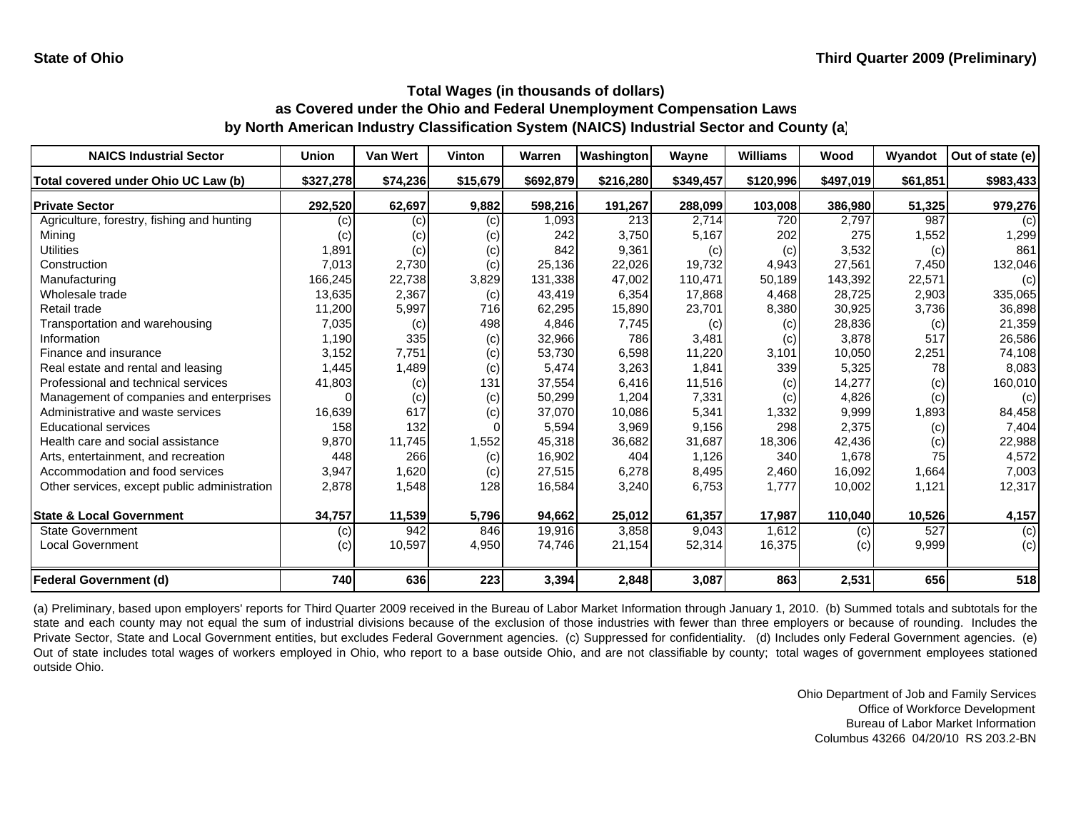State of Ohio

Third Quarter 2009 (Preliminary)

## Total Wages (in thousands of dollars)
## as Covered under the Ohio and Federal Unemployment Compensation Laws
## by North American Industry Classification System (NAICS) Industrial Sector and County (a)

| NAICS Industrial Sector | Union | Van Wert | Vinton | Warren | Washington | Wayne | Williams | Wood | Wyandot | Out of state (e) |
|---|---|---|---|---|---|---|---|---|---|---|
| **Total covered under Ohio UC Law (b)** | **$327,278** | **$74,236** | **$15,679** | **$692,879** | **$216,280** | **$349,457** | **$120,996** | **$497,019** | **$61,851** | **$983,433** |
| **Private Sector** | **292,520** | **62,697** | **9,882** | **598,216** | **191,267** | **288,099** | **103,008** | **386,980** | **51,325** | **979,276** |
| Agriculture, forestry, fishing and hunting | (c) | (c) | (c) | 1,093 | 213 | 2,714 | 720 | 2,797 | 987 | (c) |
| Mining | (c) | (c) | (c) | 242 | 3,750 | 5,167 | 202 | 275 | 1,552 | 1,299 |
| Utilities | 1,891 | (c) | (c) | 842 | 9,361 | (c) | (c) | 3,532 | (c) | 861 |
| Construction | 7,013 | 2,730 | (c) | 25,136 | 22,026 | 19,732 | 4,943 | 27,561 | 7,450 | 132,046 |
| Manufacturing | 166,245 | 22,738 | 3,829 | 131,338 | 47,002 | 110,471 | 50,189 | 143,392 | 22,571 | (c) |
| Wholesale trade | 13,635 | 2,367 | (c) | 43,419 | 6,354 | 17,868 | 4,468 | 28,725 | 2,903 | 335,065 |
| Retail trade | 11,200 | 5,997 | 716 | 62,295 | 15,890 | 23,701 | 8,380 | 30,925 | 3,736 | 36,898 |
| Transportation and warehousing | 7,035 | (c) | 498 | 4,846 | 7,745 | (c) | (c) | 28,836 | (c) | 21,359 |
| Information | 1,190 | 335 | (c) | 32,966 | 786 | 3,481 | (c) | 3,878 | 517 | 26,586 |
| Finance and insurance | 3,152 | 7,751 | (c) | 53,730 | 6,598 | 11,220 | 3,101 | 10,050 | 2,251 | 74,108 |
| Real estate and rental and leasing | 1,445 | 1,489 | (c) | 5,474 | 3,263 | 1,841 | 339 | 5,325 | 78 | 8,083 |
| Professional and technical services | 41,803 | (c) | 131 | 37,554 | 6,416 | 11,516 | (c) | 14,277 | (c) | 160,010 |
| Management of companies and enterprises | 0 | (c) | (c) | 50,299 | 1,204 | 7,331 | (c) | 4,826 | (c) | (c) |
| Administrative and waste services | 16,639 | 617 | (c) | 37,070 | 10,086 | 5,341 | 1,332 | 9,999 | 1,893 | 84,458 |
| Educational services | 158 | 132 | 0 | 5,594 | 3,969 | 9,156 | 298 | 2,375 | (c) | 7,404 |
| Health care and social assistance | 9,870 | 11,745 | 1,552 | 45,318 | 36,682 | 31,687 | 18,306 | 42,436 | (c) | 22,988 |
| Arts, entertainment, and recreation | 448 | 266 | (c) | 16,902 | 404 | 1,126 | 340 | 1,678 | 75 | 4,572 |
| Accommodation and food services | 3,947 | 1,620 | (c) | 27,515 | 6,278 | 8,495 | 2,460 | 16,092 | 1,664 | 7,003 |
| Other services, except public administration | 2,878 | 1,548 | 128 | 16,584 | 3,240 | 6,753 | 1,777 | 10,002 | 1,121 | 12,317 |
| **State & Local Government** | **34,757** | **11,539** | **5,796** | **94,662** | **25,012** | **61,357** | **17,987** | **110,040** | **10,526** | **4,157** |
| State Government | (c) | 942 | 846 | 19,916 | 3,858 | 9,043 | 1,612 | (c) | 527 | (c) |
| Local Government | (c) | 10,597 | 4,950 | 74,746 | 21,154 | 52,314 | 16,375 | (c) | 9,999 | (c) |
| **Federal Government (d)** | **740** | **636** | **223** | **3,394** | **2,848** | **3,087** | **863** | **2,531** | **656** | **518** |

(a) Preliminary, based upon employers' reports for Third Quarter 2009 received in the Bureau of Labor Market Information through January 1, 2010. (b) Summed totals and subtotals for the state and each county may not equal the sum of industrial divisions because of the exclusion of those industries with fewer than three employers or because of rounding. Includes the Private Sector, State and Local Government entities, but excludes Federal Government agencies. (c) Suppressed for confidentiality. (d) Includes only Federal Government agencies. (e) Out of state includes total wages of workers employed in Ohio, who report to a base outside Ohio, and are not classifiable by county; total wages of government employees stationed outside Ohio.

Ohio Department of Job and Family Services
Office of Workforce Development
Bureau of Labor Market Information
Columbus 43266 04/20/10 RS 203.2-BN